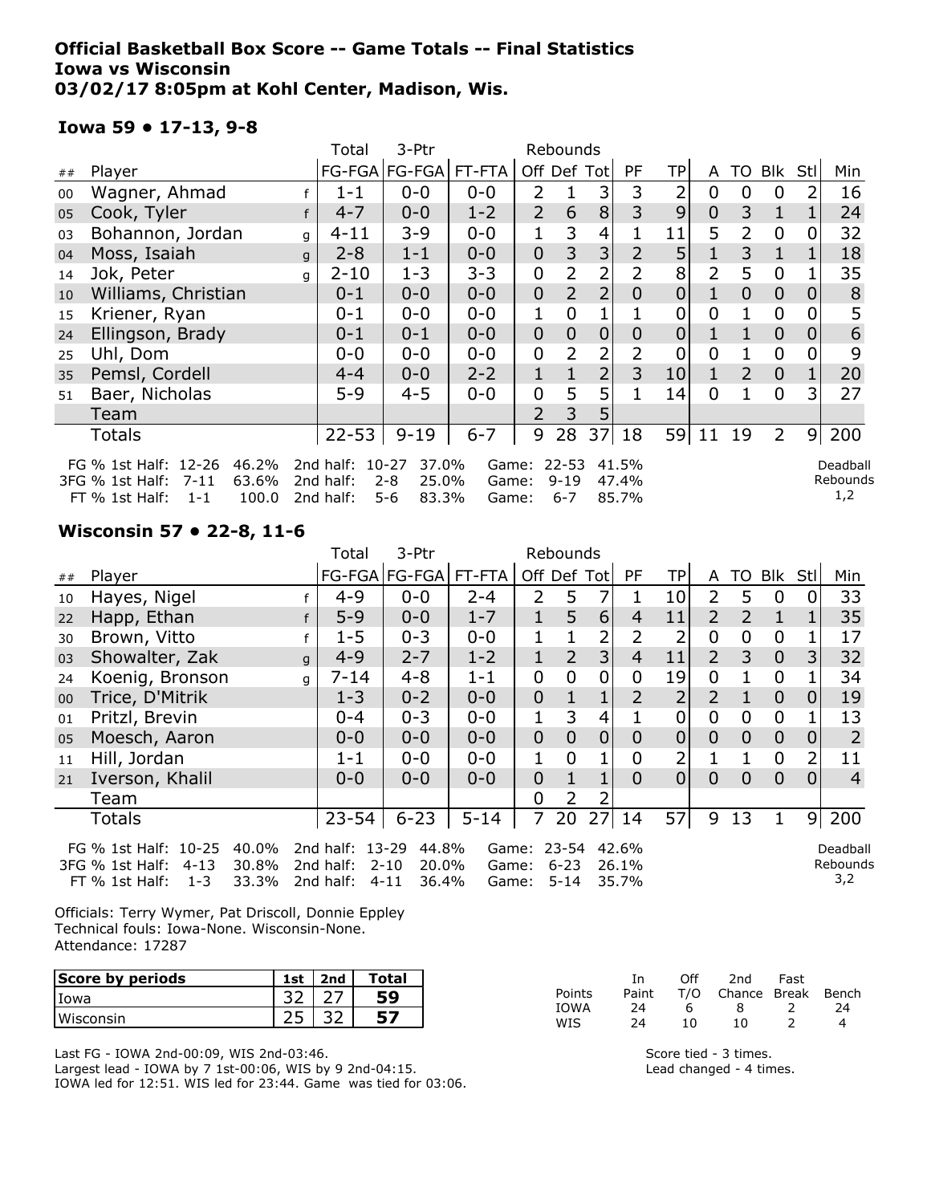**Official Basketball Box Score -- Game Totals -- Final Statistics**
**Iowa vs Wisconsin**
**03/02/17 8:05pm at Kohl Center, Madison, Wis.**

### Iowa 59 • 17-13, 9-8

| ## | Player | | Total FG-FGA | 3-Ptr FG-FGA | FT-FTA | Rebounds Off | Def | Tot | PF | TP | A | TO | Blk | Stl | Min |
|---|---|---|---|---|---|---|---|---|---|---|---|---|---|---|---|
| 00 | Wagner, Ahmad | f | 1-1 | 0-0 | 0-0 | 2 | 1 | 3 | 3 | 2 | 0 | 0 | 0 | 2 | 16 |
| 05 | Cook, Tyler | f | 4-7 | 0-0 | 1-2 | 2 | 6 | 8 | 3 | 9 | 0 | 3 | 1 | 1 | 24 |
| 03 | Bohannon, Jordan | g | 4-11 | 3-9 | 0-0 | 1 | 3 | 4 | 1 | 11 | 5 | 2 | 0 | 0 | 32 |
| 04 | Moss, Isaiah | g | 2-8 | 1-1 | 0-0 | 0 | 3 | 3 | 2 | 5 | 1 | 3 | 1 | 1 | 18 |
| 14 | Jok, Peter | g | 2-10 | 1-3 | 3-3 | 0 | 2 | 2 | 2 | 8 | 2 | 5 | 0 | 1 | 35 |
| 10 | Williams, Christian | | 0-1 | 0-0 | 0-0 | 0 | 2 | 2 | 0 | 0 | 1 | 0 | 0 | 0 | 8 |
| 15 | Kriener, Ryan | | 0-1 | 0-0 | 0-0 | 1 | 0 | 1 | 1 | 0 | 0 | 1 | 0 | 0 | 5 |
| 24 | Ellingson, Brady | | 0-1 | 0-1 | 0-0 | 0 | 0 | 0 | 0 | 0 | 1 | 1 | 0 | 0 | 6 |
| 25 | Uhl, Dom | | 0-0 | 0-0 | 0-0 | 0 | 2 | 2 | 2 | 0 | 0 | 1 | 0 | 0 | 9 |
| 35 | Pemsl, Cordell | | 4-4 | 0-0 | 2-2 | 1 | 1 | 2 | 3 | 10 | 1 | 2 | 0 | 1 | 20 |
| 51 | Baer, Nicholas | | 5-9 | 4-5 | 0-0 | 0 | 5 | 5 | 1 | 14 | 0 | 1 | 0 | 3 | 27 |
| | Team | | | | | 2 | 3 | 5 | | | | | | | |
| | Totals | | 22-53 | 9-19 | 6-7 | 9 | 28 | 37 | 18 | 59 | 11 | 19 | 2 | 9 | 200 |

| | 1st Half | | 2nd half | | Game | |
|---|---|---|---|---|---|---|
| FG % | 12-26 | 46.2% | 10-27 | 37.0% | 22-53 | 41.5% |
| 3FG % | 7-11 | 63.6% | 2-8 | 25.0% | 9-19 | 47.4% |
| FT % | 1-1 | 100.0 | 5-6 | 83.3% | 6-7 | 85.7% |

Deadball Rebounds 1,2

### Wisconsin 57 • 22-8, 11-6

| ## | Player | | Total FG-FGA | 3-Ptr FG-FGA | FT-FTA | Rebounds Off | Def | Tot | PF | TP | A | TO | Blk | Stl | Min |
|---|---|---|---|---|---|---|---|---|---|---|---|---|---|---|---|
| 10 | Hayes, Nigel | f | 4-9 | 0-0 | 2-4 | 2 | 5 | 7 | 1 | 10 | 2 | 5 | 0 | 0 | 33 |
| 22 | Happ, Ethan | f | 5-9 | 0-0 | 1-7 | 1 | 5 | 6 | 4 | 11 | 2 | 2 | 1 | 1 | 35 |
| 30 | Brown, Vitto | f | 1-5 | 0-3 | 0-0 | 1 | 1 | 2 | 2 | 2 | 0 | 0 | 0 | 1 | 17 |
| 03 | Showalter, Zak | g | 4-9 | 2-7 | 1-2 | 1 | 2 | 3 | 4 | 11 | 2 | 3 | 0 | 3 | 32 |
| 24 | Koenig, Bronson | g | 7-14 | 4-8 | 1-1 | 0 | 0 | 0 | 0 | 19 | 0 | 1 | 0 | 1 | 34 |
| 00 | Trice, D'Mitrik | | 1-3 | 0-2 | 0-0 | 0 | 1 | 1 | 2 | 2 | 2 | 1 | 0 | 0 | 19 |
| 01 | Pritzl, Brevin | | 0-4 | 0-3 | 0-0 | 1 | 3 | 4 | 1 | 0 | 0 | 0 | 0 | 1 | 13 |
| 05 | Moesch, Aaron | | 0-0 | 0-0 | 0-0 | 0 | 0 | 0 | 0 | 0 | 0 | 0 | 0 | 0 | 2 |
| 11 | Hill, Jordan | | 1-1 | 0-0 | 0-0 | 1 | 0 | 1 | 0 | 2 | 1 | 1 | 0 | 2 | 11 |
| 21 | Iverson, Khalil | | 0-0 | 0-0 | 0-0 | 0 | 1 | 1 | 0 | 0 | 0 | 0 | 0 | 0 | 4 |
| | Team | | | | | 0 | 2 | 2 | | | | | | | |
| | Totals | | 23-54 | 6-23 | 5-14 | 7 | 20 | 27 | 14 | 57 | 9 | 13 | 1 | 9 | 200 |

| | 1st Half | | 2nd half | | Game | |
|---|---|---|---|---|---|---|
| FG % | 10-25 | 40.0% | 13-29 | 44.8% | 23-54 | 42.6% |
| 3FG % | 4-13 | 30.8% | 2-10 | 20.0% | 6-23 | 26.1% |
| FT % | 1-3 | 33.3% | 4-11 | 36.4% | 5-14 | 35.7% |

Deadball Rebounds 3,2

Officials: Terry Wymer, Pat Driscoll, Donnie Eppley
Technical fouls: Iowa-None. Wisconsin-None.
Attendance: 17287

| Score by periods | 1st | 2nd | Total |
|---|---|---|---|
| Iowa | 32 | 27 | **59** |
| Wisconsin | 25 | 32 | **57** |

| Points | In Paint | Off T/O | 2nd Chance | Fast Break | Bench |
|---|---|---|---|---|---|
| IOWA | 24 | 6 | 8 | 2 | 24 |
| WIS | 24 | 10 | 10 | 2 | 4 |

Last FG - IOWA 2nd-00:09, WIS 2nd-03:46.
Largest lead - IOWA by 7 1st-00:06, WIS by 9 2nd-04:15.
IOWA led for 12:51. WIS led for 23:44. Game was tied for 03:06.

Score tied - 3 times.
Lead changed - 4 times.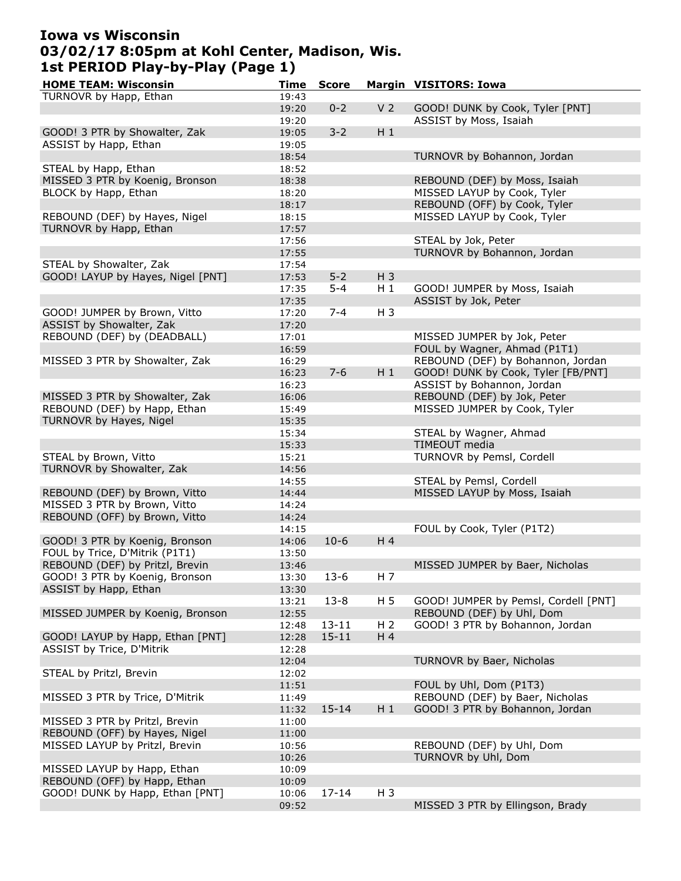# Iowa vs Wisconsin
## 03/02/17 8:05pm at Kohl Center, Madison, Wis.
## 1st PERIOD Play-by-Play (Page 1)

| HOME TEAM: Wisconsin | Time | Score | Margin | VISITORS: Iowa |
|---|---|---|---|---|
| TURNOVR by Happ, Ethan | 19:43 | | | |
| | 19:20 | 0-2 | V 2 | GOOD! DUNK by Cook, Tyler [PNT] |
| | 19:20 | | | ASSIST by Moss, Isaiah |
| GOOD! 3 PTR by Showalter, Zak | 19:05 | 3-2 | H 1 | |
| ASSIST by Happ, Ethan | 19:05 | | | |
| | 18:54 | | | TURNOVR by Bohannon, Jordan |
| STEAL by Happ, Ethan | 18:52 | | | |
| MISSED 3 PTR by Koenig, Bronson | 18:38 | | | REBOUND (DEF) by Moss, Isaiah |
| BLOCK by Happ, Ethan | 18:20 | | | MISSED LAYUP by Cook, Tyler |
| | 18:17 | | | REBOUND (OFF) by Cook, Tyler |
| REBOUND (DEF) by Hayes, Nigel | 18:15 | | | MISSED LAYUP by Cook, Tyler |
| TURNOVR by Happ, Ethan | 17:57 | | | |
| | 17:56 | | | STEAL by Jok, Peter |
| | 17:55 | | | TURNOVR by Bohannon, Jordan |
| STEAL by Showalter, Zak | 17:54 | | | |
| GOOD! LAYUP by Hayes, Nigel [PNT] | 17:53 | 5-2 | H 3 | |
| | 17:35 | 5-4 | H 1 | GOOD! JUMPER by Moss, Isaiah |
| | 17:35 | | | ASSIST by Jok, Peter |
| GOOD! JUMPER by Brown, Vitto | 17:20 | 7-4 | H 3 | |
| ASSIST by Showalter, Zak | 17:20 | | | |
| REBOUND (DEF) by (DEADBALL) | 17:01 | | | MISSED JUMPER by Jok, Peter |
| | 16:59 | | | FOUL by Wagner, Ahmad (P1T1) |
| MISSED 3 PTR by Showalter, Zak | 16:29 | | | REBOUND (DEF) by Bohannon, Jordan |
| | 16:23 | 7-6 | H 1 | GOOD! DUNK by Cook, Tyler [FB/PNT] |
| | 16:23 | | | ASSIST by Bohannon, Jordan |
| MISSED 3 PTR by Showalter, Zak | 16:06 | | | REBOUND (DEF) by Jok, Peter |
| REBOUND (DEF) by Happ, Ethan | 15:49 | | | MISSED JUMPER by Cook, Tyler |
| TURNOVR by Hayes, Nigel | 15:35 | | | |
| | 15:34 | | | STEAL by Wagner, Ahmad |
| | 15:33 | | | TIMEOUT media |
| STEAL by Brown, Vitto | 15:21 | | | TURNOVR by Pemsl, Cordell |
| TURNOVR by Showalter, Zak | 14:56 | | | |
| | 14:55 | | | STEAL by Pemsl, Cordell |
| REBOUND (DEF) by Brown, Vitto | 14:44 | | | MISSED LAYUP by Moss, Isaiah |
| MISSED 3 PTR by Brown, Vitto | 14:24 | | | |
| REBOUND (OFF) by Brown, Vitto | 14:24 | | | |
| | 14:15 | | | FOUL by Cook, Tyler (P1T2) |
| GOOD! 3 PTR by Koenig, Bronson | 14:06 | 10-6 | H 4 | |
| FOUL by Trice, D'Mitrik (P1T1) | 13:50 | | | |
| REBOUND (DEF) by Pritzl, Brevin | 13:46 | | | MISSED JUMPER by Baer, Nicholas |
| GOOD! 3 PTR by Koenig, Bronson | 13:30 | 13-6 | H 7 | |
| ASSIST by Happ, Ethan | 13:30 | | | |
| | 13:21 | 13-8 | H 5 | GOOD! JUMPER by Pemsl, Cordell [PNT] |
| MISSED JUMPER by Koenig, Bronson | 12:55 | | | REBOUND (DEF) by Uhl, Dom |
| | 12:48 | 13-11 | H 2 | GOOD! 3 PTR by Bohannon, Jordan |
| GOOD! LAYUP by Happ, Ethan [PNT] | 12:28 | 15-11 | H 4 | |
| ASSIST by Trice, D'Mitrik | 12:28 | | | |
| | 12:04 | | | TURNOVR by Baer, Nicholas |
| STEAL by Pritzl, Brevin | 12:02 | | | |
| | 11:51 | | | FOUL by Uhl, Dom (P1T3) |
| MISSED 3 PTR by Trice, D'Mitrik | 11:49 | | | REBOUND (DEF) by Baer, Nicholas |
| | 11:32 | 15-14 | H 1 | GOOD! 3 PTR by Bohannon, Jordan |
| MISSED 3 PTR by Pritzl, Brevin | 11:00 | | | |
| REBOUND (OFF) by Hayes, Nigel | 11:00 | | | |
| MISSED LAYUP by Pritzl, Brevin | 10:56 | | | REBOUND (DEF) by Uhl, Dom |
| | 10:26 | | | TURNOVR by Uhl, Dom |
| MISSED LAYUP by Happ, Ethan | 10:09 | | | |
| REBOUND (OFF) by Happ, Ethan | 10:09 | | | |
| GOOD! DUNK by Happ, Ethan [PNT] | 10:06 | 17-14 | H 3 | |
| | 09:52 | | | MISSED 3 PTR by Ellingson, Brady |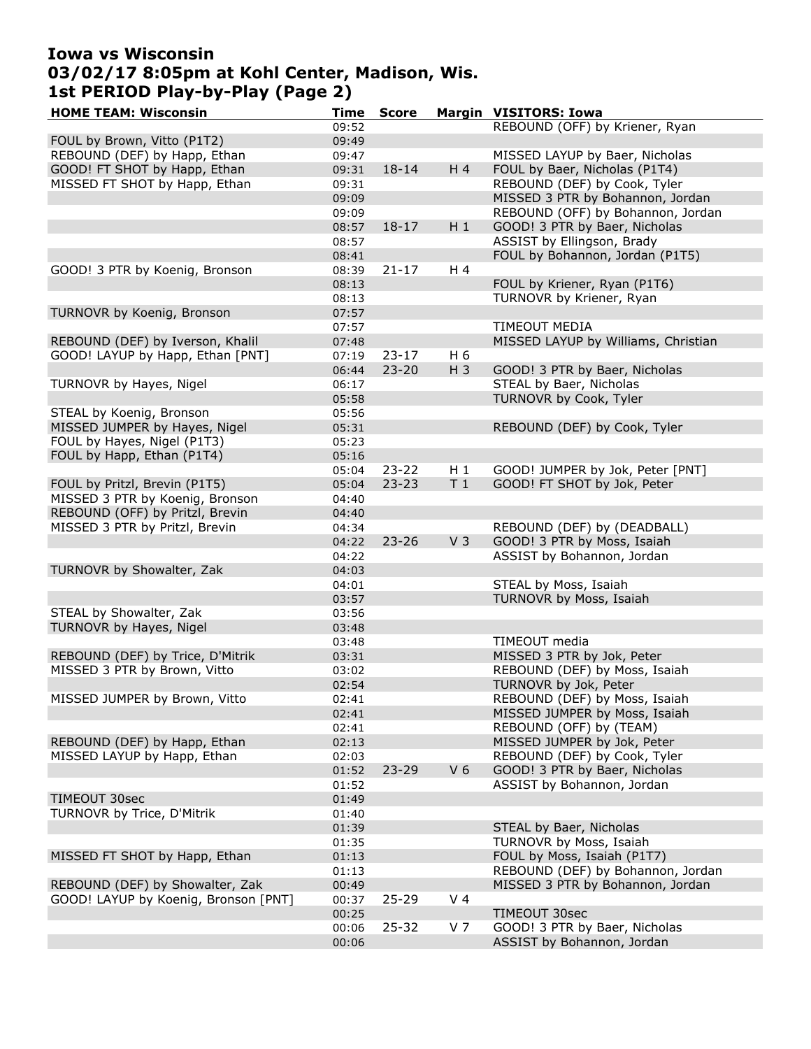# Iowa vs Wisconsin
## 03/02/17 8:05pm at Kohl Center, Madison, Wis.
## 1st PERIOD Play-by-Play (Page 2)

| HOME TEAM: Wisconsin | Time | Score | Margin | VISITORS: Iowa |
|---|---|---|---|---|
| | 09:52 | | | REBOUND (OFF) by Kriener, Ryan |
| FOUL by Brown, Vitto (P1T2) | 09:49 | | | |
| REBOUND (DEF) by Happ, Ethan | 09:47 | | | MISSED LAYUP by Baer, Nicholas |
| GOOD! FT SHOT by Happ, Ethan | 09:31 | 18-14 | H 4 | FOUL by Baer, Nicholas (P1T4) |
| MISSED FT SHOT by Happ, Ethan | 09:31 | | | REBOUND (DEF) by Cook, Tyler |
| | 09:09 | | | MISSED 3 PTR by Bohannon, Jordan |
| | 09:09 | | | REBOUND (OFF) by Bohannon, Jordan |
| | 08:57 | 18-17 | H 1 | GOOD! 3 PTR by Baer, Nicholas |
| | 08:57 | | | ASSIST by Ellingson, Brady |
| | 08:41 | | | FOUL by Bohannon, Jordan (P1T5) |
| GOOD! 3 PTR by Koenig, Bronson | 08:39 | 21-17 | H 4 | |
| | 08:13 | | | FOUL by Kriener, Ryan (P1T6) |
| | 08:13 | | | TURNOVR by Kriener, Ryan |
| TURNOVR by Koenig, Bronson | 07:57 | | | |
| | 07:57 | | | TIMEOUT MEDIA |
| REBOUND (DEF) by Iverson, Khalil | 07:48 | | | MISSED LAYUP by Williams, Christian |
| GOOD! LAYUP by Happ, Ethan [PNT] | 07:19 | 23-17 | H 6 | |
| | 06:44 | 23-20 | H 3 | GOOD! 3 PTR by Baer, Nicholas |
| TURNOVR by Hayes, Nigel | 06:17 | | | STEAL by Baer, Nicholas |
| | 05:58 | | | TURNOVR by Cook, Tyler |
| STEAL by Koenig, Bronson | 05:56 | | | |
| MISSED JUMPER by Hayes, Nigel | 05:31 | | | REBOUND (DEF) by Cook, Tyler |
| FOUL by Hayes, Nigel (P1T3) | 05:23 | | | |
| FOUL by Happ, Ethan (P1T4) | 05:16 | | | |
| | 05:04 | 23-22 | H 1 | GOOD! JUMPER by Jok, Peter [PNT] |
| FOUL by Pritzl, Brevin (P1T5) | 05:04 | 23-23 | T 1 | GOOD! FT SHOT by Jok, Peter |
| MISSED 3 PTR by Koenig, Bronson | 04:40 | | | |
| REBOUND (OFF) by Pritzl, Brevin | 04:40 | | | |
| MISSED 3 PTR by Pritzl, Brevin | 04:34 | | | REBOUND (DEF) by (DEADBALL) |
| | 04:22 | 23-26 | V 3 | GOOD! 3 PTR by Moss, Isaiah |
| | 04:22 | | | ASSIST by Bohannon, Jordan |
| TURNOVR by Showalter, Zak | 04:03 | | | |
| | 04:01 | | | STEAL by Moss, Isaiah |
| | 03:57 | | | TURNOVR by Moss, Isaiah |
| STEAL by Showalter, Zak | 03:56 | | | |
| TURNOVR by Hayes, Nigel | 03:48 | | | |
| | 03:48 | | | TIMEOUT media |
| REBOUND (DEF) by Trice, D'Mitrik | 03:31 | | | MISSED 3 PTR by Jok, Peter |
| MISSED 3 PTR by Brown, Vitto | 03:02 | | | REBOUND (DEF) by Moss, Isaiah |
| | 02:54 | | | TURNOVR by Jok, Peter |
| MISSED JUMPER by Brown, Vitto | 02:41 | | | REBOUND (DEF) by Moss, Isaiah |
| | 02:41 | | | MISSED JUMPER by Moss, Isaiah |
| | 02:41 | | | REBOUND (OFF) by (TEAM) |
| REBOUND (DEF) by Happ, Ethan | 02:13 | | | MISSED JUMPER by Jok, Peter |
| MISSED LAYUP by Happ, Ethan | 02:03 | | | REBOUND (DEF) by Cook, Tyler |
| | 01:52 | 23-29 | V 6 | GOOD! 3 PTR by Baer, Nicholas |
| | 01:52 | | | ASSIST by Bohannon, Jordan |
| TIMEOUT 30sec | 01:49 | | | |
| TURNOVR by Trice, D'Mitrik | 01:40 | | | |
| | 01:39 | | | STEAL by Baer, Nicholas |
| | 01:35 | | | TURNOVR by Moss, Isaiah |
| MISSED FT SHOT by Happ, Ethan | 01:13 | | | FOUL by Moss, Isaiah (P1T7) |
| | 01:13 | | | REBOUND (DEF) by Bohannon, Jordan |
| REBOUND (DEF) by Showalter, Zak | 00:49 | | | MISSED 3 PTR by Bohannon, Jordan |
| GOOD! LAYUP by Koenig, Bronson [PNT] | 00:37 | 25-29 | V 4 | |
| | 00:25 | | | TIMEOUT 30sec |
| | 00:06 | 25-32 | V 7 | GOOD! 3 PTR by Baer, Nicholas |
| | 00:06 | | | ASSIST by Bohannon, Jordan |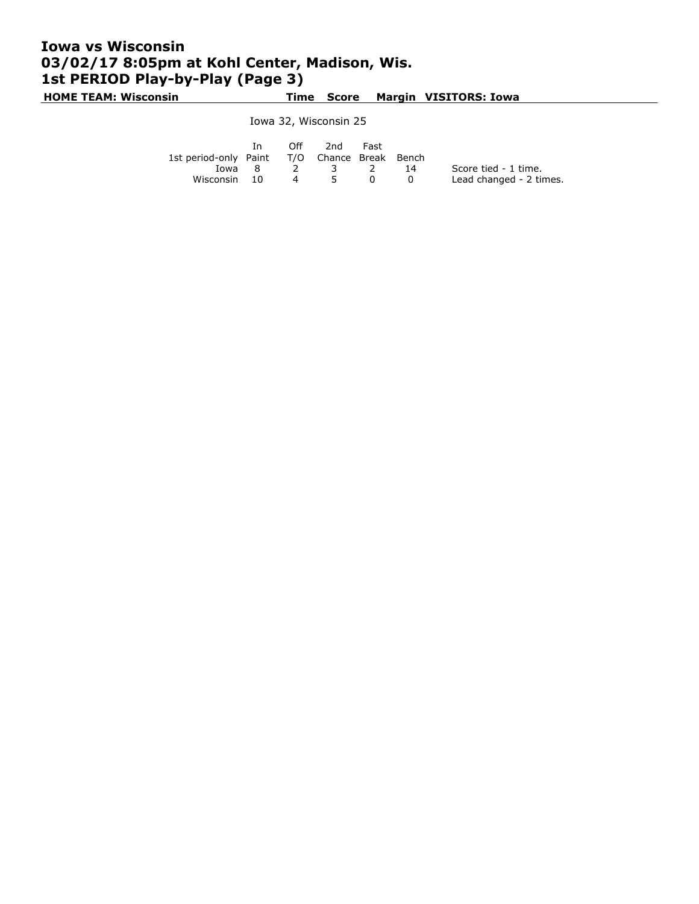# Iowa vs Wisconsin
# 03/02/17 8:05pm at Kohl Center, Madison, Wis.
# 1st PERIOD Play-by-Play (Page 3)

| HOME TEAM: Wisconsin | Time | Score | Margin | VISITORS: Iowa |
|---|---|---|---|---|

Iowa 32, Wisconsin 25

| 1st period-only | In Paint | Off T/O | 2nd Chance | Fast Break | Bench | |
|---|---|---|---|---|---|---|
| Iowa | 8 | 2 | 3 | 2 | 14 | Score tied - 1 time. |
| Wisconsin | 10 | 4 | 5 | 0 | 0 | Lead changed - 2 times. |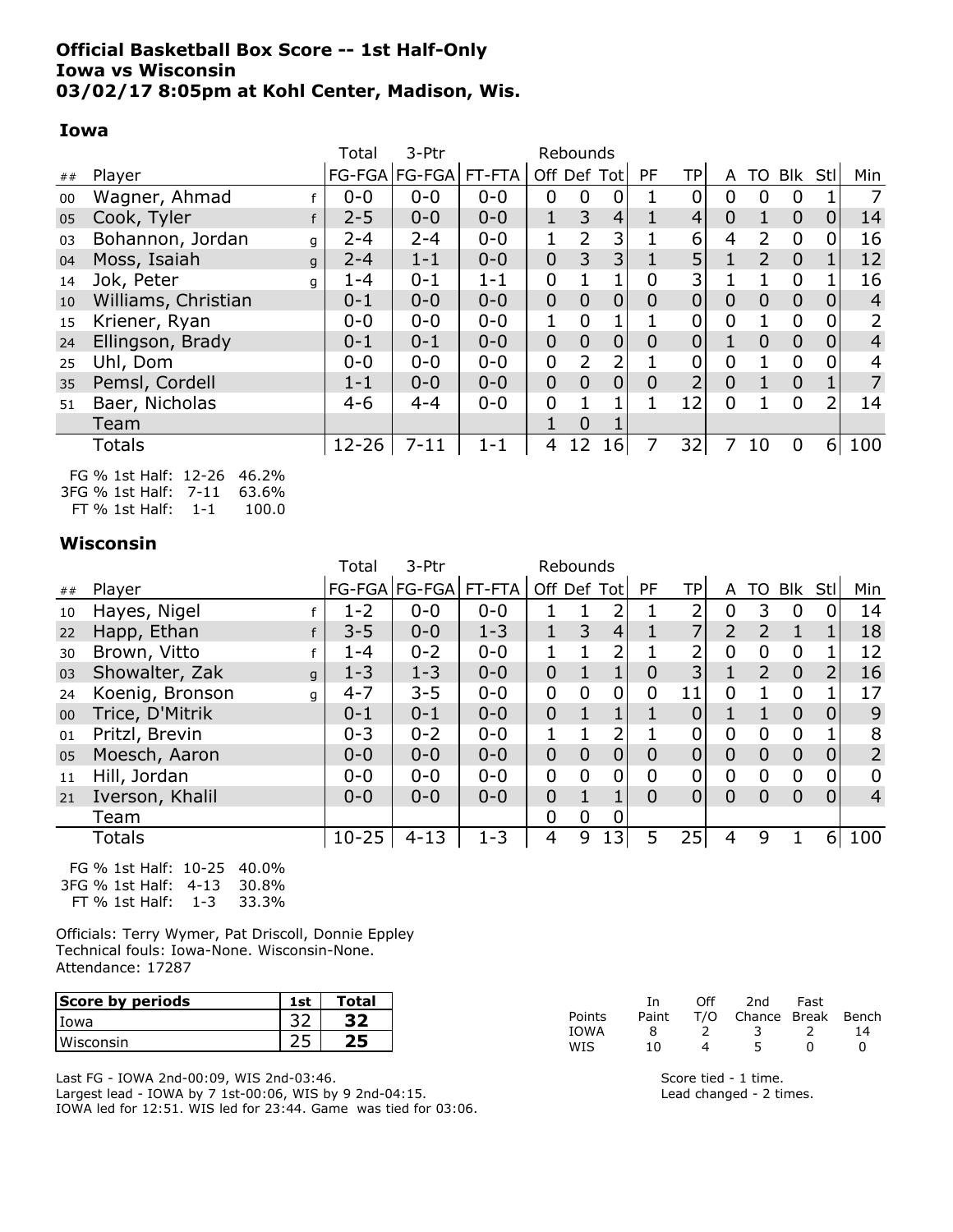**Official Basketball Box Score -- 1st Half-Only**
**Iowa vs Wisconsin**
**03/02/17 8:05pm at Kohl Center, Madison, Wis.**

### Iowa

| ## | Player | | Total FG-FGA | 3-Ptr FG-FGA | FT-FTA | Rebounds Off | Def | Tot | PF | TP | A | TO | Blk | Stl | Min |
|---|---|---|---|---|---|---|---|---|---|---|---|---|---|---|---|
| 00 | Wagner, Ahmad | f | 0-0 | 0-0 | 0-0 | 0 | 0 | 0 | 1 | 0 | 0 | 0 | 0 | 1 | 7 |
| 05 | Cook, Tyler | f | 2-5 | 0-0 | 0-0 | 1 | 3 | 4 | 1 | 4 | 0 | 1 | 0 | 0 | 14 |
| 03 | Bohannon, Jordan | g | 2-4 | 2-4 | 0-0 | 1 | 2 | 3 | 1 | 6 | 4 | 2 | 0 | 0 | 16 |
| 04 | Moss, Isaiah | g | 2-4 | 1-1 | 0-0 | 0 | 3 | 3 | 1 | 5 | 1 | 2 | 0 | 1 | 12 |
| 14 | Jok, Peter | g | 1-4 | 0-1 | 1-1 | 0 | 1 | 1 | 0 | 3 | 1 | 1 | 0 | 1 | 16 |
| 10 | Williams, Christian | | 0-1 | 0-0 | 0-0 | 0 | 0 | 0 | 0 | 0 | 0 | 0 | 0 | 0 | 4 |
| 15 | Kriener, Ryan | | 0-0 | 0-0 | 0-0 | 1 | 0 | 1 | 1 | 0 | 0 | 1 | 0 | 0 | 2 |
| 24 | Ellingson, Brady | | 0-1 | 0-1 | 0-0 | 0 | 0 | 0 | 0 | 0 | 1 | 0 | 0 | 0 | 4 |
| 25 | Uhl, Dom | | 0-0 | 0-0 | 0-0 | 0 | 2 | 2 | 1 | 0 | 0 | 1 | 0 | 0 | 4 |
| 35 | Pemsl, Cordell | | 1-1 | 0-0 | 0-0 | 0 | 0 | 0 | 0 | 2 | 0 | 1 | 0 | 1 | 7 |
| 51 | Baer, Nicholas | | 4-6 | 4-4 | 0-0 | 0 | 1 | 1 | 1 | 12 | 0 | 1 | 0 | 2 | 14 |
| | Team | | | | | 1 | 0 | 1 | | | | | | | |
| | Totals | | 12-26 | 7-11 | 1-1 | 4 | 12 | 16 | 7 | 32 | 7 | 10 | 0 | 6 | 100 |

FG % 1st Half: 12-26 46.2%
3FG % 1st Half: 7-11 63.6%
FT % 1st Half: 1-1 100.0

### Wisconsin

| ## | Player | | Total FG-FGA | 3-Ptr FG-FGA | FT-FTA | Rebounds Off | Def | Tot | PF | TP | A | TO | Blk | Stl | Min |
|---|---|---|---|---|---|---|---|---|---|---|---|---|---|---|---|
| 10 | Hayes, Nigel | f | 1-2 | 0-0 | 0-0 | 1 | 1 | 2 | 1 | 2 | 0 | 3 | 0 | 0 | 14 |
| 22 | Happ, Ethan | f | 3-5 | 0-0 | 1-3 | 1 | 3 | 4 | 1 | 7 | 2 | 2 | 1 | 1 | 18 |
| 30 | Brown, Vitto | f | 1-4 | 0-2 | 0-0 | 1 | 1 | 2 | 1 | 2 | 0 | 0 | 0 | 1 | 12 |
| 03 | Showalter, Zak | g | 1-3 | 1-3 | 0-0 | 0 | 1 | 1 | 0 | 3 | 1 | 2 | 0 | 2 | 16 |
| 24 | Koenig, Bronson | g | 4-7 | 3-5 | 0-0 | 0 | 0 | 0 | 0 | 11 | 0 | 1 | 0 | 1 | 17 |
| 00 | Trice, D'Mitrik | | 0-1 | 0-1 | 0-0 | 0 | 1 | 1 | 1 | 0 | 1 | 1 | 0 | 0 | 9 |
| 01 | Pritzl, Brevin | | 0-3 | 0-2 | 0-0 | 1 | 1 | 2 | 1 | 0 | 0 | 0 | 0 | 1 | 8 |
| 05 | Moesch, Aaron | | 0-0 | 0-0 | 0-0 | 0 | 0 | 0 | 0 | 0 | 0 | 0 | 0 | 0 | 2 |
| 11 | Hill, Jordan | | 0-0 | 0-0 | 0-0 | 0 | 0 | 0 | 0 | 0 | 0 | 0 | 0 | 0 | 0 |
| 21 | Iverson, Khalil | | 0-0 | 0-0 | 0-0 | 0 | 1 | 1 | 0 | 0 | 0 | 0 | 0 | 0 | 4 |
| | Team | | | | | 0 | 0 | 0 | | | | | | | |
| | Totals | | 10-25 | 4-13 | 1-3 | 4 | 9 | 13 | 5 | 25 | 4 | 9 | 1 | 6 | 100 |

FG % 1st Half: 10-25 40.0%
3FG % 1st Half: 4-13 30.8%
FT % 1st Half: 1-3 33.3%

Officials: Terry Wymer, Pat Driscoll, Donnie Eppley
Technical fouls: Iowa-None. Wisconsin-None.
Attendance: 17287

| Score by periods | 1st | Total |
|---|---|---|
| Iowa | 32 | **32** |
| Wisconsin | 25 | **25** |

| Points | In Paint | Off T/O | 2nd Chance | Fast Break | Bench |
|---|---|---|---|---|---|
| IOWA | 8 | 2 | 3 | 2 | 14 |
| WIS | 10 | 4 | 5 | 0 | 0 |

Last FG - IOWA 2nd-00:09, WIS 2nd-03:46.
Largest lead - IOWA by 7 1st-00:06, WIS by 9 2nd-04:15.
IOWA led for 12:51. WIS led for 23:44. Game was tied for 03:06.

Score tied - 1 time.
Lead changed - 2 times.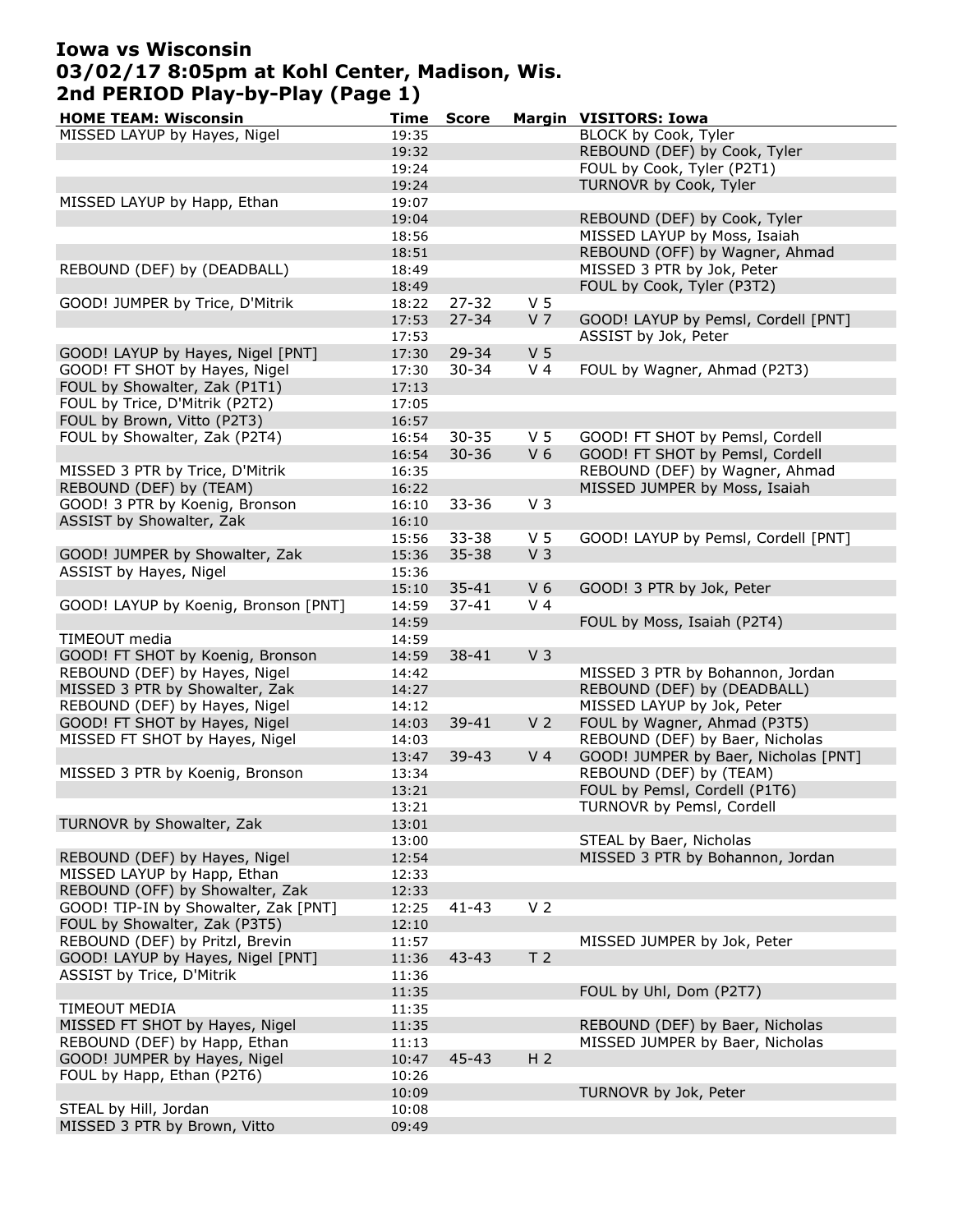# Iowa vs Wisconsin
## 03/02/17 8:05pm at Kohl Center, Madison, Wis.
## 2nd PERIOD Play-by-Play (Page 1)

| HOME TEAM: Wisconsin | Time | Score | Margin | VISITORS: Iowa |
|---|---|---|---|---|
| MISSED LAYUP by Hayes, Nigel | 19:35 | | | BLOCK by Cook, Tyler |
| | 19:32 | | | REBOUND (DEF) by Cook, Tyler |
| | 19:24 | | | FOUL by Cook, Tyler (P2T1) |
| | 19:24 | | | TURNOVR by Cook, Tyler |
| MISSED LAYUP by Happ, Ethan | 19:07 | | | |
| | 19:04 | | | REBOUND (DEF) by Cook, Tyler |
| | 18:56 | | | MISSED LAYUP by Moss, Isaiah |
| | 18:51 | | | REBOUND (OFF) by Wagner, Ahmad |
| REBOUND (DEF) by (DEADBALL) | 18:49 | | | MISSED 3 PTR by Jok, Peter |
| | 18:49 | | | FOUL by Cook, Tyler (P3T2) |
| GOOD! JUMPER by Trice, D'Mitrik | 18:22 | 27-32 | V 5 | |
| | 17:53 | 27-34 | V 7 | GOOD! LAYUP by Pemsl, Cordell [PNT] |
| | 17:53 | | | ASSIST by Jok, Peter |
| GOOD! LAYUP by Hayes, Nigel [PNT] | 17:30 | 29-34 | V 5 | |
| GOOD! FT SHOT by Hayes, Nigel | 17:30 | 30-34 | V 4 | FOUL by Wagner, Ahmad (P2T3) |
| FOUL by Showalter, Zak (P1T1) | 17:13 | | | |
| FOUL by Trice, D'Mitrik (P2T2) | 17:05 | | | |
| FOUL by Brown, Vitto (P2T3) | 16:57 | | | |
| FOUL by Showalter, Zak (P2T4) | 16:54 | 30-35 | V 5 | GOOD! FT SHOT by Pemsl, Cordell |
| | 16:54 | 30-36 | V 6 | GOOD! FT SHOT by Pemsl, Cordell |
| MISSED 3 PTR by Trice, D'Mitrik | 16:35 | | | REBOUND (DEF) by Wagner, Ahmad |
| REBOUND (DEF) by (TEAM) | 16:22 | | | MISSED JUMPER by Moss, Isaiah |
| GOOD! 3 PTR by Koenig, Bronson | 16:10 | 33-36 | V 3 | |
| ASSIST by Showalter, Zak | 16:10 | | | |
| | 15:56 | 33-38 | V 5 | GOOD! LAYUP by Pemsl, Cordell [PNT] |
| GOOD! JUMPER by Showalter, Zak | 15:36 | 35-38 | V 3 | |
| ASSIST by Hayes, Nigel | 15:36 | | | |
| | 15:10 | 35-41 | V 6 | GOOD! 3 PTR by Jok, Peter |
| GOOD! LAYUP by Koenig, Bronson [PNT] | 14:59 | 37-41 | V 4 | |
| | 14:59 | | | FOUL by Moss, Isaiah (P2T4) |
| TIMEOUT media | 14:59 | | | |
| GOOD! FT SHOT by Koenig, Bronson | 14:59 | 38-41 | V 3 | |
| REBOUND (DEF) by Hayes, Nigel | 14:42 | | | MISSED 3 PTR by Bohannon, Jordan |
| MISSED 3 PTR by Showalter, Zak | 14:27 | | | REBOUND (DEF) by (DEADBALL) |
| REBOUND (DEF) by Hayes, Nigel | 14:12 | | | MISSED LAYUP by Jok, Peter |
| GOOD! FT SHOT by Hayes, Nigel | 14:03 | 39-41 | V 2 | FOUL by Wagner, Ahmad (P3T5) |
| MISSED FT SHOT by Hayes, Nigel | 14:03 | | | REBOUND (DEF) by Baer, Nicholas |
| | 13:47 | 39-43 | V 4 | GOOD! JUMPER by Baer, Nicholas [PNT] |
| MISSED 3 PTR by Koenig, Bronson | 13:34 | | | REBOUND (DEF) by (TEAM) |
| | 13:21 | | | FOUL by Pemsl, Cordell (P1T6) |
| | 13:21 | | | TURNOVR by Pemsl, Cordell |
| TURNOVR by Showalter, Zak | 13:01 | | | |
| | 13:00 | | | STEAL by Baer, Nicholas |
| REBOUND (DEF) by Hayes, Nigel | 12:54 | | | MISSED 3 PTR by Bohannon, Jordan |
| MISSED LAYUP by Happ, Ethan | 12:33 | | | |
| REBOUND (OFF) by Showalter, Zak | 12:33 | | | |
| GOOD! TIP-IN by Showalter, Zak [PNT] | 12:25 | 41-43 | V 2 | |
| FOUL by Showalter, Zak (P3T5) | 12:10 | | | |
| REBOUND (DEF) by Pritzl, Brevin | 11:57 | | | MISSED JUMPER by Jok, Peter |
| GOOD! LAYUP by Hayes, Nigel [PNT] | 11:36 | 43-43 | T 2 | |
| ASSIST by Trice, D'Mitrik | 11:36 | | | |
| | 11:35 | | | FOUL by Uhl, Dom (P2T7) |
| TIMEOUT MEDIA | 11:35 | | | |
| MISSED FT SHOT by Hayes, Nigel | 11:35 | | | REBOUND (DEF) by Baer, Nicholas |
| REBOUND (DEF) by Happ, Ethan | 11:13 | | | MISSED JUMPER by Baer, Nicholas |
| GOOD! JUMPER by Hayes, Nigel | 10:47 | 45-43 | H 2 | |
| FOUL by Happ, Ethan (P2T6) | 10:26 | | | |
| | 10:09 | | | TURNOVR by Jok, Peter |
| STEAL by Hill, Jordan | 10:08 | | | |
| MISSED 3 PTR by Brown, Vitto | 09:49 | | | |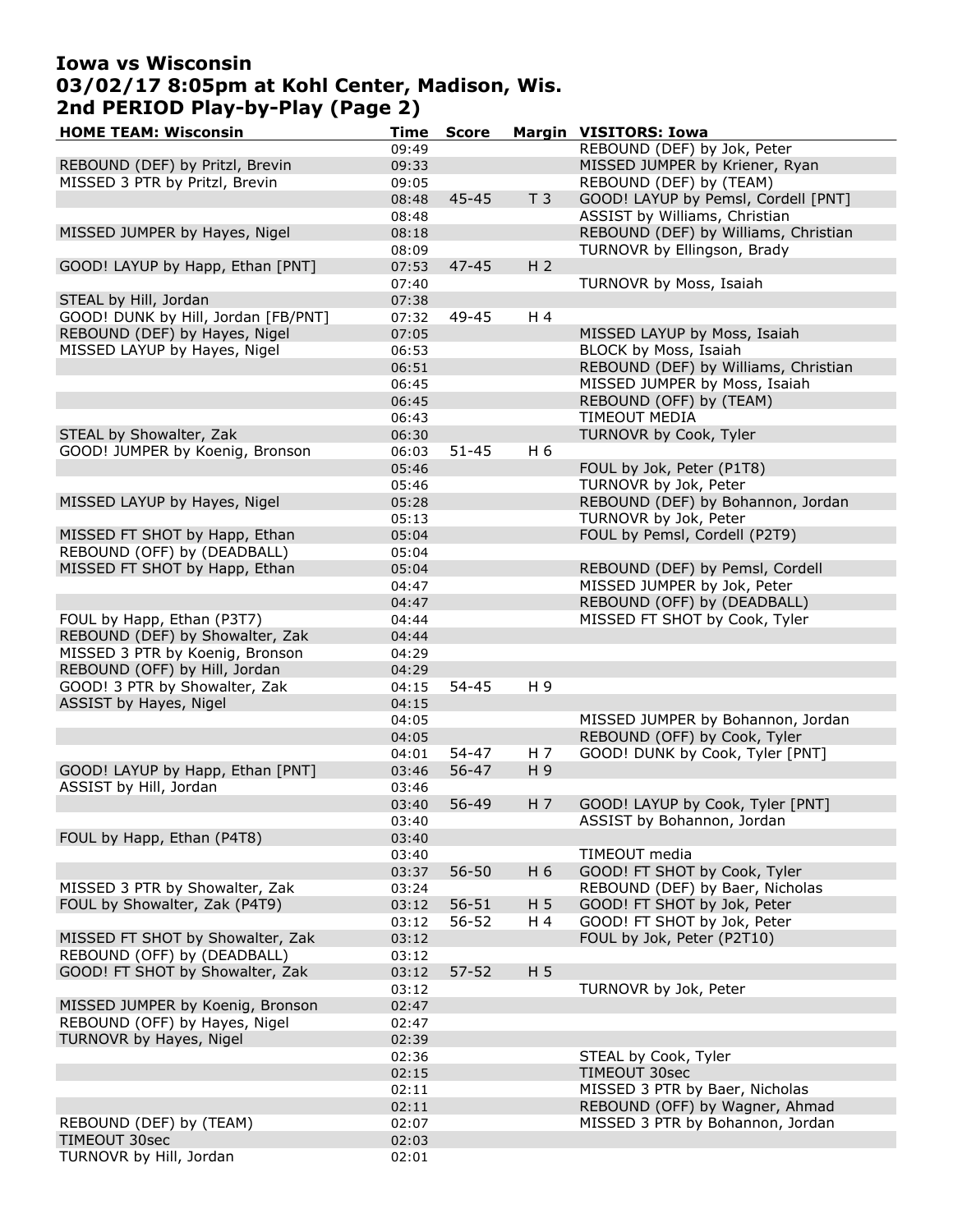# Iowa vs Wisconsin
## 03/02/17 8:05pm at Kohl Center, Madison, Wis.
## 2nd PERIOD Play-by-Play (Page 2)

| HOME TEAM: Wisconsin | Time | Score | Margin | VISITORS: Iowa |
|---|---|---|---|---|
| | 09:49 | | | REBOUND (DEF) by Jok, Peter |
| REBOUND (DEF) by Pritzl, Brevin | 09:33 | | | MISSED JUMPER by Kriener, Ryan |
| MISSED 3 PTR by Pritzl, Brevin | 09:05 | | | REBOUND (DEF) by (TEAM) |
| | 08:48 | 45-45 | T 3 | GOOD! LAYUP by Pemsl, Cordell [PNT] |
| | 08:48 | | | ASSIST by Williams, Christian |
| MISSED JUMPER by Hayes, Nigel | 08:18 | | | REBOUND (DEF) by Williams, Christian |
| | 08:09 | | | TURNOVR by Ellingson, Brady |
| GOOD! LAYUP by Happ, Ethan [PNT] | 07:53 | 47-45 | H 2 | |
| | 07:40 | | | TURNOVR by Moss, Isaiah |
| STEAL by Hill, Jordan | 07:38 | | | |
| GOOD! DUNK by Hill, Jordan [FB/PNT] | 07:32 | 49-45 | H 4 | |
| REBOUND (DEF) by Hayes, Nigel | 07:05 | | | MISSED LAYUP by Moss, Isaiah |
| MISSED LAYUP by Hayes, Nigel | 06:53 | | | BLOCK by Moss, Isaiah |
| | 06:51 | | | REBOUND (DEF) by Williams, Christian |
| | 06:45 | | | MISSED JUMPER by Moss, Isaiah |
| | 06:45 | | | REBOUND (OFF) by (TEAM) |
| | 06:43 | | | TIMEOUT MEDIA |
| STEAL by Showalter, Zak | 06:30 | | | TURNOVR by Cook, Tyler |
| GOOD! JUMPER by Koenig, Bronson | 06:03 | 51-45 | H 6 | |
| | 05:46 | | | FOUL by Jok, Peter (P1T8) |
| | 05:46 | | | TURNOVR by Jok, Peter |
| MISSED LAYUP by Hayes, Nigel | 05:28 | | | REBOUND (DEF) by Bohannon, Jordan |
| | 05:13 | | | TURNOVR by Jok, Peter |
| MISSED FT SHOT by Happ, Ethan | 05:04 | | | FOUL by Pemsl, Cordell (P2T9) |
| REBOUND (OFF) by (DEADBALL) | 05:04 | | | |
| MISSED FT SHOT by Happ, Ethan | 05:04 | | | REBOUND (DEF) by Pemsl, Cordell |
| | 04:47 | | | MISSED JUMPER by Jok, Peter |
| | 04:47 | | | REBOUND (OFF) by (DEADBALL) |
| FOUL by Happ, Ethan (P3T7) | 04:44 | | | MISSED FT SHOT by Cook, Tyler |
| REBOUND (DEF) by Showalter, Zak | 04:44 | | | |
| MISSED 3 PTR by Koenig, Bronson | 04:29 | | | |
| REBOUND (OFF) by Hill, Jordan | 04:29 | | | |
| GOOD! 3 PTR by Showalter, Zak | 04:15 | 54-45 | H 9 | |
| ASSIST by Hayes, Nigel | 04:15 | | | |
| | 04:05 | | | MISSED JUMPER by Bohannon, Jordan |
| | 04:05 | | | REBOUND (OFF) by Cook, Tyler |
| | 04:01 | 54-47 | H 7 | GOOD! DUNK by Cook, Tyler [PNT] |
| GOOD! LAYUP by Happ, Ethan [PNT] | 03:46 | 56-47 | H 9 | |
| ASSIST by Hill, Jordan | 03:46 | | | |
| | 03:40 | 56-49 | H 7 | GOOD! LAYUP by Cook, Tyler [PNT] |
| | 03:40 | | | ASSIST by Bohannon, Jordan |
| FOUL by Happ, Ethan (P4T8) | 03:40 | | | |
| | 03:40 | | | TIMEOUT media |
| | 03:37 | 56-50 | H 6 | GOOD! FT SHOT by Cook, Tyler |
| MISSED 3 PTR by Showalter, Zak | 03:24 | | | REBOUND (DEF) by Baer, Nicholas |
| FOUL by Showalter, Zak (P4T9) | 03:12 | 56-51 | H 5 | GOOD! FT SHOT by Jok, Peter |
| | 03:12 | 56-52 | H 4 | GOOD! FT SHOT by Jok, Peter |
| MISSED FT SHOT by Showalter, Zak | 03:12 | | | FOUL by Jok, Peter (P2T10) |
| REBOUND (OFF) by (DEADBALL) | 03:12 | | | |
| GOOD! FT SHOT by Showalter, Zak | 03:12 | 57-52 | H 5 | |
| | 03:12 | | | TURNOVR by Jok, Peter |
| MISSED JUMPER by Koenig, Bronson | 02:47 | | | |
| REBOUND (OFF) by Hayes, Nigel | 02:47 | | | |
| TURNOVR by Hayes, Nigel | 02:39 | | | |
| | 02:36 | | | STEAL by Cook, Tyler |
| | 02:15 | | | TIMEOUT 30sec |
| | 02:11 | | | MISSED 3 PTR by Baer, Nicholas |
| | 02:11 | | | REBOUND (OFF) by Wagner, Ahmad |
| REBOUND (DEF) by (TEAM) | 02:07 | | | MISSED 3 PTR by Bohannon, Jordan |
| TIMEOUT 30sec | 02:03 | | | |
| TURNOVR by Hill, Jordan | 02:01 | | | |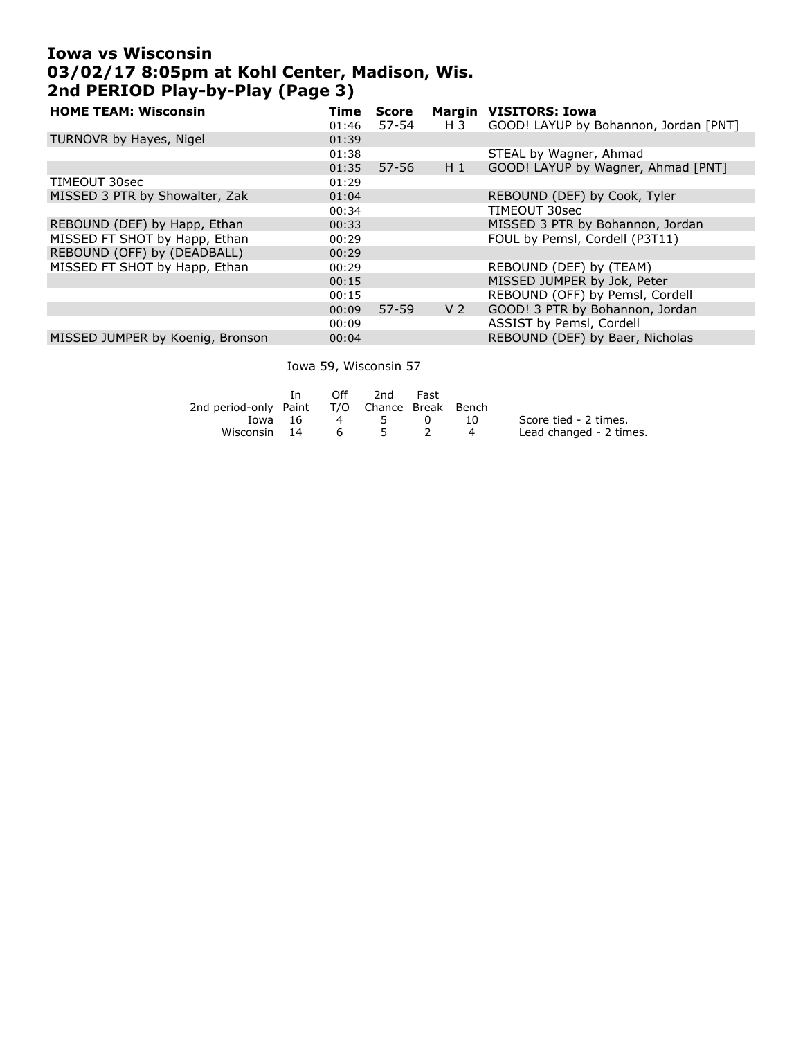# Iowa vs Wisconsin
# 03/02/17 8:05pm at Kohl Center, Madison, Wis.
# 2nd PERIOD Play-by-Play (Page 3)

| HOME TEAM: Wisconsin | Time | Score | Margin | VISITORS: Iowa |
|---|---|---|---|---|
| | 01:46 | 57-54 | H 3 | GOOD! LAYUP by Bohannon, Jordan [PNT] |
| TURNOVR by Hayes, Nigel | 01:39 | | | |
| | 01:38 | | | STEAL by Wagner, Ahmad |
| | 01:35 | 57-56 | H 1 | GOOD! LAYUP by Wagner, Ahmad [PNT] |
| TIMEOUT 30sec | 01:29 | | | |
| MISSED 3 PTR by Showalter, Zak | 01:04 | | | REBOUND (DEF) by Cook, Tyler |
| | 00:34 | | | TIMEOUT 30sec |
| REBOUND (DEF) by Happ, Ethan | 00:33 | | | MISSED 3 PTR by Bohannon, Jordan |
| MISSED FT SHOT by Happ, Ethan | 00:29 | | | FOUL by Pemsl, Cordell (P3T11) |
| REBOUND (OFF) by (DEADBALL) | 00:29 | | | |
| MISSED FT SHOT by Happ, Ethan | 00:29 | | | REBOUND (DEF) by (TEAM) |
| | 00:15 | | | MISSED JUMPER by Jok, Peter |
| | 00:15 | | | REBOUND (OFF) by Pemsl, Cordell |
| | 00:09 | 57-59 | V 2 | GOOD! 3 PTR by Bohannon, Jordan |
| | 00:09 | | | ASSIST by Pemsl, Cordell |
| MISSED JUMPER by Koenig, Bronson | 00:04 | | | REBOUND (DEF) by Baer, Nicholas |

Iowa 59, Wisconsin 57

| 2nd period-only | In Paint | Off T/O | 2nd Chance | Fast Break | Bench |
|---|---|---|---|---|---|
| Iowa | 16 | 4 | 5 | 0 | 10 |
| Wisconsin | 14 | 6 | 5 | 2 | 4 |

Score tied - 2 times.
Lead changed - 2 times.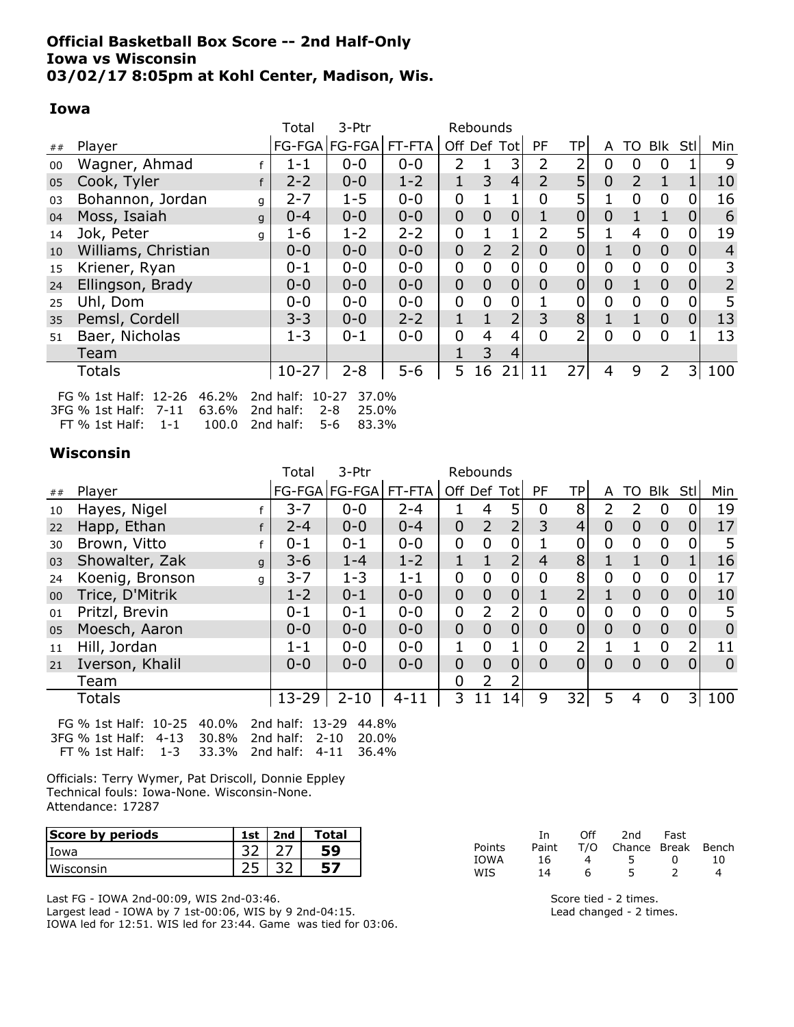**Official Basketball Box Score -- 2nd Half-Only**
**Iowa vs Wisconsin**
**03/02/17 8:05pm at Kohl Center, Madison, Wis.**

### Iowa

| ## | Player | | Total FG-FGA | 3-Ptr FG-FGA | FT-FTA | Rebounds Off | Def | Tot | PF | TP | A | TO | Blk | Stl | Min |
|---|---|---|---|---|---|---|---|---|---|---|---|---|---|---|---|
| 00 | Wagner, Ahmad | f | 1-1 | 0-0 | 0-0 | 2 | 1 | 3 | 2 | 2 | 0 | 0 | 0 | 1 | 9 |
| 05 | Cook, Tyler | f | 2-2 | 0-0 | 1-2 | 1 | 3 | 4 | 2 | 5 | 0 | 2 | 1 | 1 | 10 |
| 03 | Bohannon, Jordan | g | 2-7 | 1-5 | 0-0 | 0 | 1 | 1 | 0 | 5 | 1 | 0 | 0 | 0 | 16 |
| 04 | Moss, Isaiah | g | 0-4 | 0-0 | 0-0 | 0 | 0 | 0 | 1 | 0 | 0 | 1 | 1 | 0 | 6 |
| 14 | Jok, Peter | g | 1-6 | 1-2 | 2-2 | 0 | 1 | 1 | 2 | 5 | 1 | 4 | 0 | 0 | 19 |
| 10 | Williams, Christian | | 0-0 | 0-0 | 0-0 | 0 | 2 | 2 | 0 | 0 | 1 | 0 | 0 | 0 | 4 |
| 15 | Kriener, Ryan | | 0-1 | 0-0 | 0-0 | 0 | 0 | 0 | 0 | 0 | 0 | 0 | 0 | 0 | 3 |
| 24 | Ellingson, Brady | | 0-0 | 0-0 | 0-0 | 0 | 0 | 0 | 0 | 0 | 0 | 1 | 0 | 0 | 2 |
| 25 | Uhl, Dom | | 0-0 | 0-0 | 0-0 | 0 | 0 | 0 | 1 | 0 | 0 | 0 | 0 | 0 | 5 |
| 35 | Pemsl, Cordell | | 3-3 | 0-0 | 2-2 | 1 | 1 | 2 | 3 | 8 | 1 | 1 | 0 | 0 | 13 |
| 51 | Baer, Nicholas | | 1-3 | 0-1 | 0-0 | 0 | 4 | 4 | 0 | 2 | 0 | 0 | 0 | 1 | 13 |
| | Team | | | | | 1 | 3 | 4 | | | | | | | |
| | Totals | | 10-27 | 2-8 | 5-6 | 5 | 16 | 21 | 11 | 27 | 4 | 9 | 2 | 3 | 100 |

FG % 1st Half: 12-26 46.2% 2nd half: 10-27 37.0%
3FG % 1st Half: 7-11 63.6% 2nd half: 2-8 25.0%
FT % 1st Half: 1-1 100.0 2nd half: 5-6 83.3%

### Wisconsin

| ## | Player | | Total FG-FGA | 3-Ptr FG-FGA | FT-FTA | Rebounds Off | Def | Tot | PF | TP | A | TO | Blk | Stl | Min |
|---|---|---|---|---|---|---|---|---|---|---|---|---|---|---|---|
| 10 | Hayes, Nigel | f | 3-7 | 0-0 | 2-4 | 1 | 4 | 5 | 0 | 8 | 2 | 2 | 0 | 0 | 19 |
| 22 | Happ, Ethan | f | 2-4 | 0-0 | 0-4 | 0 | 2 | 2 | 3 | 4 | 0 | 0 | 0 | 0 | 17 |
| 30 | Brown, Vitto | f | 0-1 | 0-1 | 0-0 | 0 | 0 | 0 | 1 | 0 | 0 | 0 | 0 | 0 | 5 |
| 03 | Showalter, Zak | g | 3-6 | 1-4 | 1-2 | 1 | 1 | 2 | 4 | 8 | 1 | 1 | 0 | 1 | 16 |
| 24 | Koenig, Bronson | g | 3-7 | 1-3 | 1-1 | 0 | 0 | 0 | 0 | 8 | 0 | 0 | 0 | 0 | 17 |
| 00 | Trice, D'Mitrik | | 1-2 | 0-1 | 0-0 | 0 | 0 | 0 | 1 | 2 | 1 | 0 | 0 | 0 | 10 |
| 01 | Pritzl, Brevin | | 0-1 | 0-1 | 0-0 | 0 | 2 | 2 | 0 | 0 | 0 | 0 | 0 | 0 | 5 |
| 05 | Moesch, Aaron | | 0-0 | 0-0 | 0-0 | 0 | 0 | 0 | 0 | 0 | 0 | 0 | 0 | 0 | 0 |
| 11 | Hill, Jordan | | 1-1 | 0-0 | 0-0 | 1 | 0 | 1 | 0 | 2 | 1 | 1 | 0 | 2 | 11 |
| 21 | Iverson, Khalil | | 0-0 | 0-0 | 0-0 | 0 | 0 | 0 | 0 | 0 | 0 | 0 | 0 | 0 | 0 |
| | Team | | | | | 0 | 2 | 2 | | | | | | | |
| | Totals | | 13-29 | 2-10 | 4-11 | 3 | 11 | 14 | 9 | 32 | 5 | 4 | 0 | 3 | 100 |

FG % 1st Half: 10-25 40.0% 2nd half: 13-29 44.8%
3FG % 1st Half: 4-13 30.8% 2nd half: 2-10 20.0%
FT % 1st Half: 1-3 33.3% 2nd half: 4-11 36.4%

Officials: Terry Wymer, Pat Driscoll, Donnie Eppley
Technical fouls: Iowa-None. Wisconsin-None.
Attendance: 17287

| Score by periods | 1st | 2nd | Total |
|---|---|---|---|
| Iowa | 32 | 27 | **59** |
| Wisconsin | 25 | 32 | **57** |

| Points | In Paint | Off T/O | 2nd Chance | Fast Break | Bench |
|---|---|---|---|---|---|
| IOWA | 16 | 4 | 5 | 0 | 10 |
| WIS | 14 | 6 | 5 | 2 | 4 |

Last FG - IOWA 2nd-00:09, WIS 2nd-03:46.
Largest lead - IOWA by 7 1st-00:06, WIS by 9 2nd-04:15.
IOWA led for 12:51. WIS led for 23:44. Game was tied for 03:06.

Score tied - 2 times.
Lead changed - 2 times.